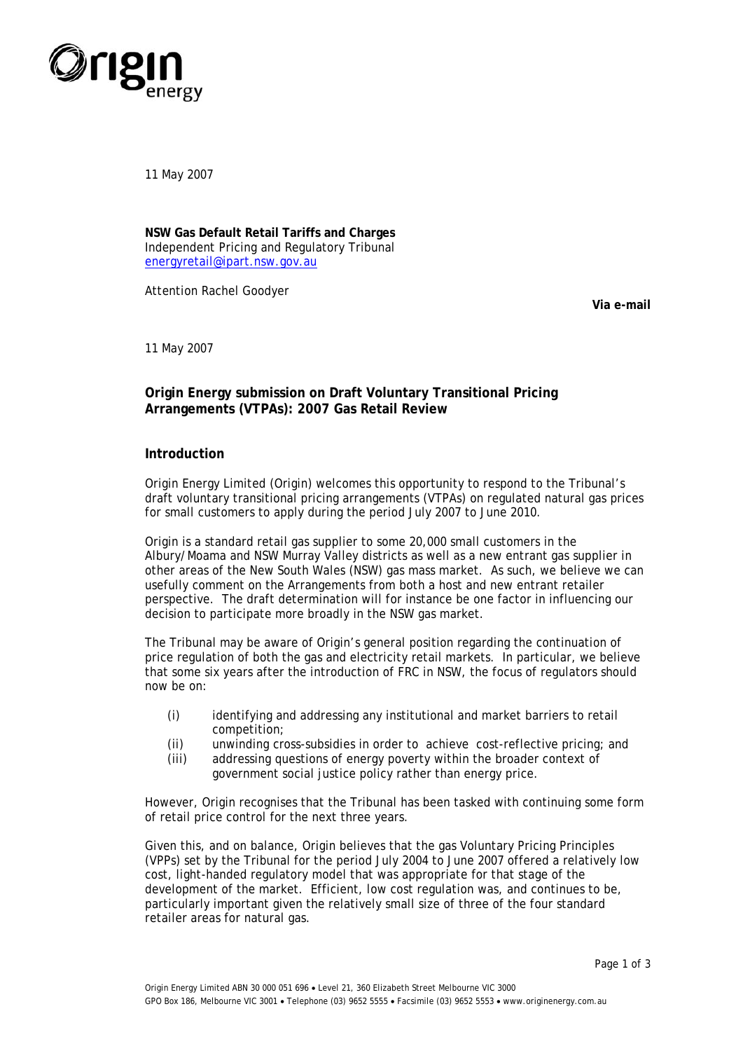11 May 2007

**NSW Gas Default Retail Tariffs and Charges**
Independent Pricing and Regulatory Tribunal
energyretail@ipart.nsw.gov.au

Attention Rachel Goodyer

**Via e-mail**

11 May 2007

## Origin Energy submission on Draft Voluntary Transitional Pricing Arrangements (VTPAs): 2007 Gas Retail Review

### Introduction

Origin Energy Limited (Origin) welcomes this opportunity to respond to the Tribunal's draft voluntary transitional pricing arrangements (VTPAs) on regulated natural gas prices for small customers to apply during the period July 2007 to June 2010.

Origin is a standard retail gas supplier to some 20,000 small customers in the Albury/Moama and NSW Murray Valley districts as well as a new entrant gas supplier in other areas of the New South Wales (NSW) gas mass market. As such, we believe we can usefully comment on the Arrangements from both a host and new entrant retailer perspective. The draft determination will for instance be one factor in influencing our decision to participate more broadly in the NSW gas market.

The Tribunal may be aware of Origin's general position regarding the continuation of price regulation of both the gas and electricity retail markets. In particular, we believe that some six years after the introduction of FRC in NSW, the focus of regulators should now be on:

(i) identifying and addressing any institutional and market barriers to retail competition;
(ii) unwinding cross-subsidies in order to achieve cost-reflective pricing; and
(iii) addressing questions of energy poverty within the broader context of government social justice policy rather than energy price.

However, Origin recognises that the Tribunal has been tasked with continuing some form of retail price control for the next three years.

Given this, and on balance, Origin believes that the gas Voluntary Pricing Principles (VPPs) set by the Tribunal for the period July 2004 to June 2007 offered a relatively low cost, light-handed regulatory model that was appropriate for that stage of the development of the market. Efficient, low cost regulation was, and continues to be, particularly important given the relatively small size of three of the four standard retailer areas for natural gas.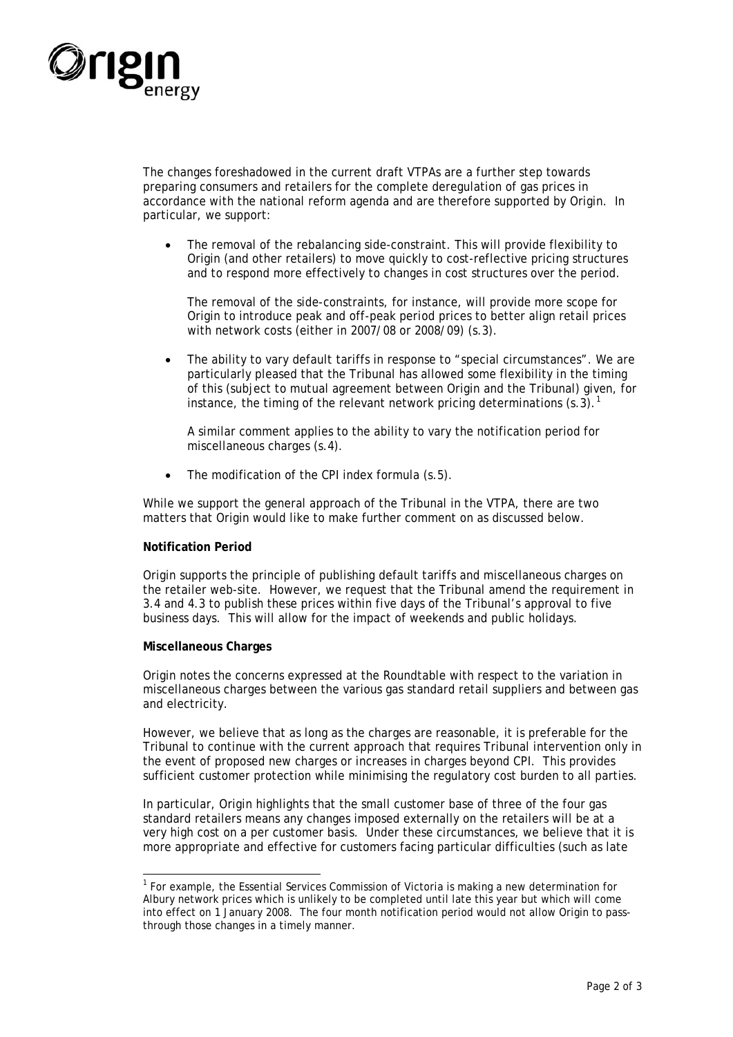The changes foreshadowed in the current draft VTPAs are a further step towards preparing consumers and retailers for the complete deregulation of gas prices in accordance with the national reform agenda and are therefore supported by Origin. In particular, we support:

- The removal of the rebalancing side-constraint. This will provide flexibility to Origin (and other retailers) to move quickly to cost-reflective pricing structures and to respond more effectively to changes in cost structures over the period.

  The removal of the side-constraints, for instance, will provide more scope for Origin to introduce peak and off-peak period prices to better align retail prices with network costs (either in 2007/08 or 2008/09) (s.3).

- The ability to vary default tariffs in response to "special circumstances". We are particularly pleased that the Tribunal has allowed some flexibility in the timing of this (subject to mutual agreement between Origin and the Tribunal) given, for instance, the timing of the relevant network pricing determinations (s.3).[1]

  A similar comment applies to the ability to vary the notification period for miscellaneous charges (s.4).

- The modification of the CPI index formula (s.5).

While we support the general approach of the Tribunal in the VTPA, there are two matters that Origin would like to make further comment on as discussed below.

**Notification Period**

Origin supports the principle of publishing default tariffs and miscellaneous charges on the retailer web-site. However, we request that the Tribunal amend the requirement in 3.4 and 4.3 to publish these prices within five days of the Tribunal's approval to five business days. This will allow for the impact of weekends and public holidays.

**Miscellaneous Charges**

Origin notes the concerns expressed at the Roundtable with respect to the variation in miscellaneous charges between the various gas standard retail suppliers and between gas and electricity.

However, we believe that as long as the charges are reasonable, it is preferable for the Tribunal to continue with the current approach that requires Tribunal intervention only in the event of proposed new charges or increases in charges beyond CPI. This provides sufficient customer protection while minimising the regulatory cost burden to all parties.

In particular, Origin highlights that the small customer base of three of the four gas standard retailers means any changes imposed externally on the retailers will be at a very high cost on a per customer basis. Under these circumstances, we believe that it is more appropriate and effective for customers facing particular difficulties (such as late

[1] For example, the Essential Services Commission of Victoria is making a new determination for Albury network prices which is unlikely to be completed until late this year but which will come into effect on 1 January 2008. The four month notification period would not allow Origin to pass-through those changes in a timely manner.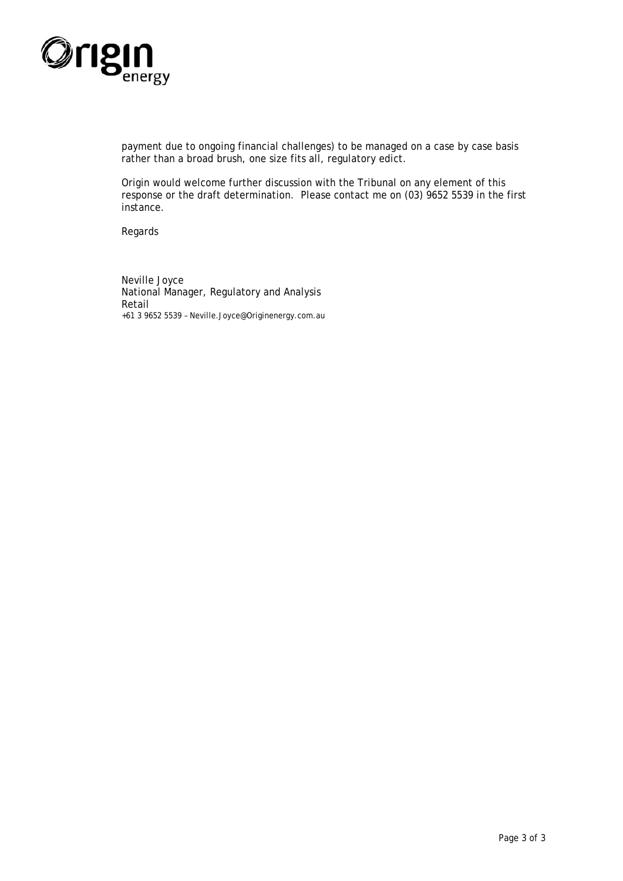payment due to ongoing financial challenges) to be managed on a case by case basis rather than a broad brush, one size fits all, regulatory edict.

Origin would welcome further discussion with the Tribunal on any element of this response or the draft determination. Please contact me on (03) 9652 5539 in the first instance.

Regards

Neville Joyce
National Manager, Regulatory and Analysis
Retail
+61 3 9652 5539 – Neville.Joyce@Originenergy.com.au